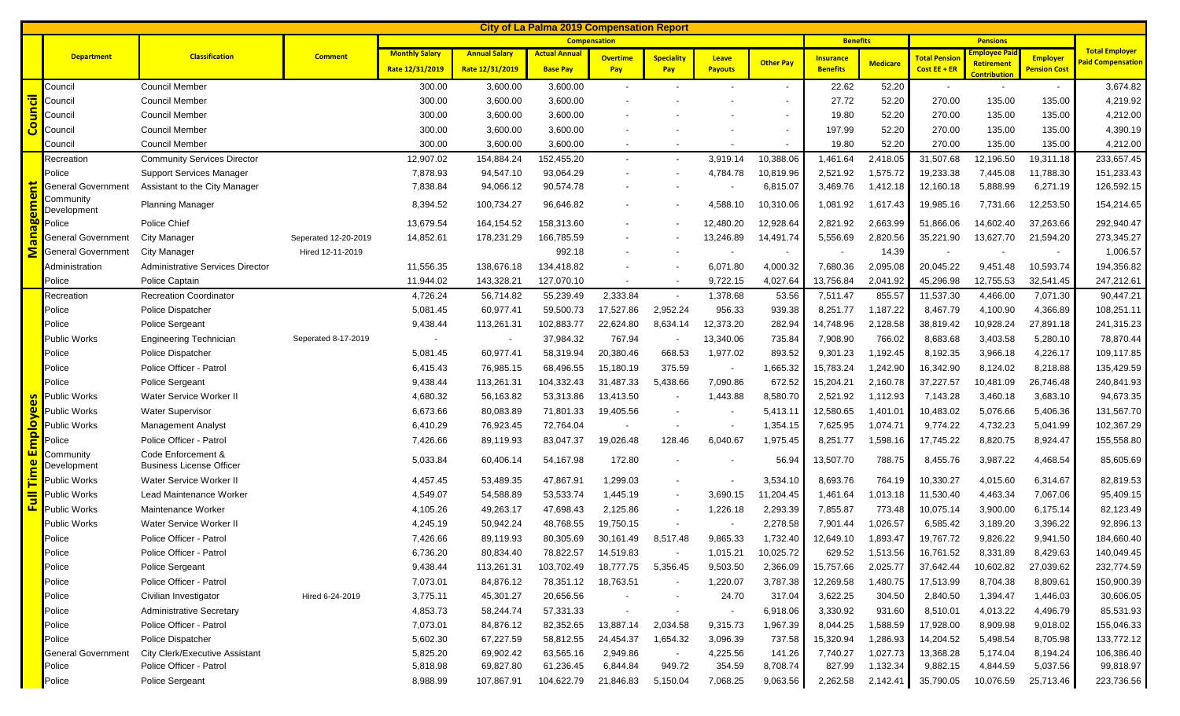# City of La Palma 2019 Compensation Report

| | Department | Classification | Comment | Compensation | | | | | | | Benefits | | Pensions | | | Total Employer Paid Compensation |
|---|---|---|---|---|---|---|---|---|---|---|---|---|---|---|---|---|
| | | | | Monthly Salary Rate 12/31/2019 | Annual Salary Rate 12/31/2019 | Actual Annual Base Pay | Overtime Pay | Speciality Pay | Leave Payouts | Other Pay | Insurance Benefits | Medicare | Total Pension Cost EE + ER | Employee Paid Retirement Contribution | Employer Pension Cost | |
| Council | Council | Council Member | | 300.00 | 3,600.00 | 3,600.00 | - | - | - | - | 22.62 | 52.20 | - | - | - | 3,674.82 |
| | Council | Council Member | | 300.00 | 3,600.00 | 3,600.00 | - | - | - | - | 27.72 | 52.20 | 270.00 | 135.00 | 135.00 | 4,219.92 |
| | Council | Council Member | | 300.00 | 3,600.00 | 3,600.00 | - | - | - | - | 19.80 | 52.20 | 270.00 | 135.00 | 135.00 | 4,212.00 |
| | Council | Council Member | | 300.00 | 3,600.00 | 3,600.00 | - | - | - | - | 197.99 | 52.20 | 270.00 | 135.00 | 135.00 | 4,390.19 |
| | Council | Council Member | | 300.00 | 3,600.00 | 3,600.00 | - | - | - | - | 19.80 | 52.20 | 270.00 | 135.00 | 135.00 | 4,212.00 |
| Management | Recreation | Community Services Director | | 12,907.02 | 154,884.24 | 152,455.20 | - | - | 3,919.14 | 10,388.06 | 1,461.64 | 2,418.05 | 31,507.68 | 12,196.50 | 19,311.18 | 233,657.45 |
| | Police | Support Services Manager | | 7,878.93 | 94,547.10 | 93,064.29 | - | - | 4,784.78 | 10,819.96 | 2,521.92 | 1,575.72 | 19,233.38 | 7,445.08 | 11,788.30 | 151,233.43 |
| | General Government | Assistant to the City Manager | | 7,838.84 | 94,066.12 | 90,574.78 | - | - | - | 6,815.07 | 3,469.76 | 1,412.18 | 12,160.18 | 5,888.99 | 6,271.19 | 126,592.15 |
| | Community Development | Planning Manager | | 8,394.52 | 100,734.27 | 96,646.82 | - | - | 4,588.10 | 10,310.06 | 1,081.92 | 1,617.43 | 19,985.16 | 7,731.66 | 12,253.50 | 154,214.65 |
| | Police | Police Chief | | 13,679.54 | 164,154.52 | 158,313.60 | - | - | 12,480.20 | 12,928.64 | 2,821.92 | 2,663.99 | 51,866.06 | 14,602.40 | 37,263.66 | 292,940.47 |
| | General Government | City Manager | Seperated 12-20-2019 | 14,852.61 | 178,231.29 | 166,785.59 | - | - | 13,246.89 | 14,491.74 | 5,556.69 | 2,820.56 | 35,221.90 | 13,627.70 | 21,594.20 | 273,345.27 |
| | General Government | City Manager | Hired 12-11-2019 | | | 992.18 | - | - | - | - | - | 14.39 | - | - | - | 1,006.57 |
| | Administration | Administrative Services Director | | 11,556.35 | 138,676.18 | 134,418.82 | - | - | 6,071.80 | 4,000.32 | 7,680.36 | 2,095.08 | 20,045.22 | 9,451.48 | 10,593.74 | 194,356.82 |
| | Police | Police Captain | | 11,944.02 | 143,328.21 | 127,070.10 | - | - | 9,722.15 | 4,027.64 | 13,756.84 | 2,041.92 | 45,296.98 | 12,755.53 | 32,541.45 | 247,212.61 |
| Full Time Employees | Recreation | Recreation Coordinator | | 4,726.24 | 56,714.82 | 55,239.49 | 2,333.84 | - | 1,378.68 | 53.56 | 7,511.47 | 855.57 | 11,537.30 | 4,466.00 | 7,071.30 | 90,447.21 |
| | Police | Police Dispatcher | | 5,081.45 | 60,977.41 | 59,500.73 | 17,527.86 | 2,952.24 | 956.33 | 939.38 | 8,251.77 | 1,187.22 | 8,467.79 | 4,100.90 | 4,366.89 | 108,251.11 |
| | Police | Police Sergeant | | 9,438.44 | 113,261.31 | 102,883.77 | 22,624.80 | 8,634.14 | 12,373.20 | 282.94 | 14,748.96 | 2,128.58 | 38,819.42 | 10,928.24 | 27,891.18 | 241,315.23 |
| | Public Works | Engineering Technician | Seperated 8-17-2019 | - | - | 37,984.32 | 767.94 | - | 13,340.06 | 735.84 | 7,908.90 | 766.02 | 8,683.68 | 3,403.58 | 5,280.10 | 78,870.44 |
| | Police | Police Dispatcher | | 5,081.45 | 60,977.41 | 58,319.94 | 20,380.46 | 668.53 | 1,977.02 | 893.52 | 9,301.23 | 1,192.45 | 8,192.35 | 3,966.18 | 4,226.17 | 109,117.85 |
| | Police | Police Officer - Patrol | | 6,415.43 | 76,985.15 | 68,496.55 | 15,180.19 | 375.59 | - | 1,665.32 | 15,783.24 | 1,242.90 | 16,342.90 | 8,124.02 | 8,218.88 | 135,429.59 |
| | Police | Police Sergeant | | 9,438.44 | 113,261.31 | 104,332.43 | 31,487.33 | 5,438.66 | 7,090.86 | 672.52 | 15,204.21 | 2,160.78 | 37,227.57 | 10,481.09 | 26,746.48 | 240,841.93 |
| | Public Works | Water Service Worker II | | 4,680.32 | 56,163.82 | 53,313.86 | 13,413.50 | - | 1,443.88 | 8,580.70 | 2,521.92 | 1,112.93 | 7,143.28 | 3,460.18 | 3,683.10 | 94,673.35 |
| | Public Works | Water Supervisor | | 6,673.66 | 80,083.89 | 71,801.33 | 19,405.56 | - | - | 5,413.11 | 12,580.65 | 1,401.01 | 10,483.02 | 5,076.66 | 5,406.36 | 131,567.70 |
| | Public Works | Management Analyst | | 6,410.29 | 76,923.45 | 72,764.04 | - | - | - | 1,354.15 | 7,625.95 | 1,074.71 | 9,774.22 | 4,732.23 | 5,041.99 | 102,367.29 |
| | Police | Police Officer - Patrol | | 7,426.66 | 89,119.93 | 83,047.37 | 19,026.48 | 128.46 | 6,040.67 | 1,975.45 | 8,251.77 | 1,598.16 | 17,745.22 | 8,820.75 | 8,924.47 | 155,558.80 |
| | Community Development | Code Enforcement & Business License Officer | | 5,033.84 | 60,406.14 | 54,167.98 | 172.80 | - | - | 56.94 | 13,507.70 | 788.75 | 8,455.76 | 3,987.22 | 4,468.54 | 85,605.69 |
| | Public Works | Water Service Worker II | | 4,457.45 | 53,489.35 | 47,867.91 | 1,299.03 | - | - | 3,534.10 | 8,693.76 | 764.19 | 10,330.27 | 4,015.60 | 6,314.67 | 82,819.53 |
| | Public Works | Lead Maintenance Worker | | 4,549.07 | 54,588.89 | 53,533.74 | 1,445.19 | - | 3,690.15 | 11,204.45 | 1,461.64 | 1,013.18 | 11,530.40 | 4,463.34 | 7,067.06 | 95,409.15 |
| | Public Works | Maintenance Worker | | 4,105.26 | 49,263.17 | 47,698.43 | 2,125.86 | - | 1,226.18 | 2,293.39 | 7,855.87 | 773.48 | 10,075.14 | 3,900.00 | 6,175.14 | 82,123.49 |
| | Public Works | Water Service Worker II | | 4,245.19 | 50,942.24 | 48,768.55 | 19,750.15 | - | - | 2,278.58 | 7,901.44 | 1,026.57 | 6,585.42 | 3,189.20 | 3,396.22 | 92,896.13 |
| | Police | Police Officer - Patrol | | 7,426.66 | 89,119.93 | 80,305.69 | 30,161.49 | 8,517.48 | 9,865.33 | 1,732.40 | 12,649.10 | 1,893.47 | 19,767.72 | 9,826.22 | 9,941.50 | 184,660.40 |
| | Police | Police Officer - Patrol | | 6,736.20 | 80,834.40 | 78,822.57 | 14,519.83 | - | 1,015.21 | 10,025.72 | 629.52 | 1,513.56 | 16,761.52 | 8,331.89 | 8,429.63 | 140,049.45 |
| | Police | Police Sergeant | | 9,438.44 | 113,261.31 | 103,702.49 | 18,777.75 | 5,356.45 | 9,503.50 | 2,366.09 | 15,757.66 | 2,025.77 | 37,642.44 | 10,602.82 | 27,039.62 | 232,774.59 |
| | Police | Police Officer - Patrol | | 7,073.01 | 84,876.12 | 78,351.12 | 18,763.51 | - | 1,220.07 | 3,787.38 | 12,269.58 | 1,480.75 | 17,513.99 | 8,704.38 | 8,809.61 | 150,900.39 |
| | Police | Civilian Investigator | Hired 6-24-2019 | 3,775.11 | 45,301.27 | 20,656.56 | - | - | 24.70 | 317.04 | 3,622.25 | 304.50 | 2,840.50 | 1,394.47 | 1,446.03 | 30,606.05 |
| | Police | Administrative Secretary | | 4,853.73 | 58,244.74 | 57,331.33 | - | - | - | 6,918.06 | 3,330.92 | 931.60 | 8,510.01 | 4,013.22 | 4,496.79 | 85,531.93 |
| | Police | Police Officer - Patrol | | 7,073.01 | 84,876.12 | 82,352.65 | 13,887.14 | 2,034.58 | 9,315.73 | 1,967.39 | 8,044.25 | 1,588.59 | 17,928.00 | 8,909.98 | 9,018.02 | 155,046.33 |
| | Police | Police Dispatcher | | 5,602.30 | 67,227.59 | 58,812.55 | 24,454.37 | 1,654.32 | 3,096.39 | 737.58 | 15,320.94 | 1,286.93 | 14,204.52 | 5,498.54 | 8,705.98 | 133,772.12 |
| | General Government | City Clerk/Executive Assistant | | 5,825.20 | 69,902.42 | 63,565.16 | 2,949.86 | - | 4,225.56 | 141.26 | 7,740.27 | 1,027.73 | 13,368.28 | 5,174.04 | 8,194.24 | 106,386.40 |
| | Police | Police Officer - Patrol | | 5,818.98 | 69,827.80 | 61,236.45 | 6,844.84 | 949.72 | 354.59 | 8,708.74 | 827.99 | 1,132.34 | 9,882.15 | 4,844.59 | 5,037.56 | 99,818.97 |
| | Police | Police Sergeant | | 8,988.99 | 107,867.91 | 104,622.79 | 21,846.83 | 5,150.04 | 7,068.25 | 9,063.56 | 2,262.58 | 2,142.41 | 35,790.05 | 10,076.59 | 25,713.46 | 223,736.56 |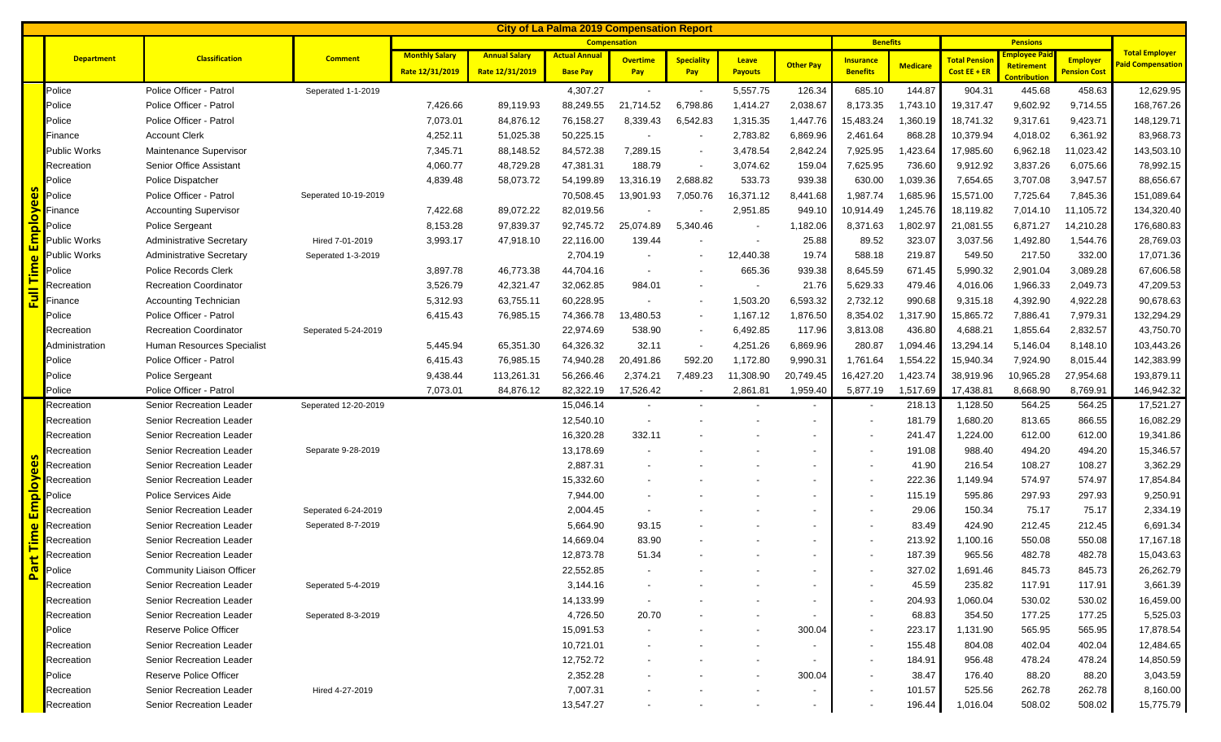# City of La Palma 2019 Compensation Report

| | Department | Classification | Comment | Compensation | | | | | | | | Benefits | | Pensions | | | Total Employer Paid Compensation |
|---|---|---|---|---|---|---|---|---|---|---|---|---|---|---|---|---|---|
| | | | | Monthly Salary Rate 12/31/2019 | Annual Salary Rate 12/31/2019 | Actual Annual Base Pay | Overtime Pay | Speciality Pay | Leave Payouts | Other Pay | Insurance Benefits | Medicare | Total Pension Cost EE + ER | Employee Paid Retirement Contribution | Employer Pension Cost | |
| Full Time Employees | Police | Police Officer - Patrol | Seperated 1-1-2019 | | | 4,307.27 | - | - | 5,557.75 | 126.34 | 685.10 | 144.87 | 904.31 | 445.68 | 458.63 | 12,629.95 |
| | Police | Police Officer - Patrol | | 7,426.66 | 89,119.93 | 88,249.55 | 21,714.52 | 6,798.86 | 1,414.27 | 2,038.67 | 8,173.35 | 1,743.10 | 19,317.47 | 9,602.92 | 9,714.55 | 168,767.26 |
| | Police | Police Officer - Patrol | | 7,073.01 | 84,876.12 | 76,158.27 | 8,339.43 | 6,542.83 | 1,315.35 | 1,447.76 | 15,483.24 | 1,360.19 | 18,741.32 | 9,317.61 | 9,423.71 | 148,129.71 |
| | Finance | Account Clerk | | 4,252.11 | 51,025.38 | 50,225.15 | - | - | 2,783.82 | 6,869.96 | 2,461.64 | 868.28 | 10,379.94 | 4,018.02 | 6,361.92 | 83,968.73 |
| | Public Works | Maintenance Supervisor | | 7,345.71 | 88,148.52 | 84,572.38 | 7,289.15 | - | 3,478.54 | 2,842.24 | 7,925.95 | 1,423.64 | 17,985.60 | 6,962.18 | 11,023.42 | 143,503.10 |
| | Recreation | Senior Office Assistant | | 4,060.77 | 48,729.28 | 47,381.31 | 188.79 | - | 3,074.62 | 159.04 | 7,625.95 | 736.60 | 9,912.92 | 3,837.26 | 6,075.66 | 78,992.15 |
| | Police | Police Dispatcher | | 4,839.48 | 58,073.72 | 54,199.89 | 13,316.19 | 2,688.82 | 533.73 | 939.38 | 630.00 | 1,039.36 | 7,654.65 | 3,707.08 | 3,947.57 | 88,656.67 |
| | Police | Police Officer - Patrol | Seperated 10-19-2019 | | | 70,508.45 | 13,901.93 | 7,050.76 | 16,371.12 | 8,441.68 | 1,987.74 | 1,685.96 | 15,571.00 | 7,725.64 | 7,845.36 | 151,089.64 |
| | Finance | Accounting Supervisor | | 7,422.68 | 89,072.22 | 82,019.56 | - | - | 2,951.85 | 949.10 | 10,914.49 | 1,245.76 | 18,119.82 | 7,014.10 | 11,105.72 | 134,320.40 |
| | Police | Police Sergeant | | 8,153.28 | 97,839.37 | 92,745.72 | 25,074.89 | 5,340.46 | - | 1,182.06 | 8,371.63 | 1,802.97 | 21,081.55 | 6,871.27 | 14,210.28 | 176,680.83 |
| | Public Works | Administrative Secretary | Hired 7-01-2019 | 3,993.17 | 47,918.10 | 22,116.00 | 139.44 | - | - | 25.88 | 89.52 | 323.07 | 3,037.56 | 1,492.80 | 1,544.76 | 28,769.03 |
| | Public Works | Administrative Secretary | Seperated 1-3-2019 | | | 2,704.19 | - | - | 12,440.38 | 19.74 | 588.18 | 219.87 | 549.50 | 217.50 | 332.00 | 17,071.36 |
| | Police | Police Records Clerk | | 3,897.78 | 46,773.38 | 44,704.16 | - | - | 665.36 | 939.38 | 8,645.59 | 671.45 | 5,990.32 | 2,901.04 | 3,089.28 | 67,606.58 |
| | Recreation | Recreation Coordinator | | 3,526.79 | 42,321.47 | 32,062.85 | 984.01 | - | - | 21.76 | 5,629.33 | 479.46 | 4,016.06 | 1,966.33 | 2,049.73 | 47,209.53 |
| | Finance | Accounting Technician | | 5,312.93 | 63,755.11 | 60,228.95 | - | - | 1,503.20 | 6,593.32 | 2,732.12 | 990.68 | 9,315.18 | 4,392.90 | 4,922.28 | 90,678.63 |
| | Police | Police Officer - Patrol | | 6,415.43 | 76,985.15 | 74,366.78 | 13,480.53 | - | 1,167.12 | 1,876.50 | 8,354.02 | 1,317.90 | 15,865.72 | 7,886.41 | 7,979.31 | 132,294.29 |
| | Recreation | Recreation Coordinator | Seperated 5-24-2019 | | | 22,974.69 | 538.90 | - | 6,492.85 | 117.96 | 3,813.08 | 436.80 | 4,688.21 | 1,855.64 | 2,832.57 | 43,750.70 |
| | Administration | Human Resources Specialist | | 5,445.94 | 65,351.30 | 64,326.32 | 32.11 | - | 4,251.26 | 6,869.96 | 280.87 | 1,094.46 | 13,294.14 | 5,146.04 | 8,148.10 | 103,443.26 |
| | Police | Police Officer - Patrol | | 6,415.43 | 76,985.15 | 74,940.28 | 20,491.86 | 592.20 | 1,172.80 | 9,990.31 | 1,761.64 | 1,554.22 | 15,940.34 | 7,924.90 | 8,015.44 | 142,383.99 |
| | Police | Police Sergeant | | 9,438.44 | 113,261.31 | 56,266.46 | 2,374.21 | 7,489.23 | 11,308.90 | 20,749.45 | 16,427.20 | 1,423.74 | 38,919.96 | 10,965.28 | 27,954.68 | 193,879.11 |
| | Police | Police Officer - Patrol | | 7,073.01 | 84,876.12 | 82,322.19 | 17,526.42 | - | 2,861.81 | 1,959.40 | 5,877.19 | 1,517.69 | 17,438.81 | 8,668.90 | 8,769.91 | 146,942.32 |
| Part Time Employees | Recreation | Senior Recreation Leader | Seperated 12-20-2019 | | | 15,046.14 | - | - | - | - | - | 218.13 | 1,128.50 | 564.25 | 564.25 | 17,521.27 |
| | Recreation | Senior Recreation Leader | | | | 12,540.10 | - | - | - | - | - | 181.79 | 1,680.20 | 813.65 | 866.55 | 16,082.29 |
| | Recreation | Senior Recreation Leader | | | | 16,320.28 | 332.11 | - | - | - | - | 241.47 | 1,224.00 | 612.00 | 612.00 | 19,341.86 |
| | Recreation | Senior Recreation Leader | Separate 9-28-2019 | | | 13,178.69 | - | - | - | - | - | 191.08 | 988.40 | 494.20 | 494.20 | 15,346.57 |
| | Recreation | Senior Recreation Leader | | | | 2,887.31 | - | - | - | - | - | 41.90 | 216.54 | 108.27 | 108.27 | 3,362.29 |
| | Recreation | Senior Recreation Leader | | | | 15,332.60 | - | - | - | - | - | 222.36 | 1,149.94 | 574.97 | 574.97 | 17,854.84 |
| | Police | Police Services Aide | | | | 7,944.00 | - | - | - | - | - | 115.19 | 595.86 | 297.93 | 297.93 | 9,250.91 |
| | Recreation | Senior Recreation Leader | Seperated 6-24-2019 | | | 2,004.45 | - | - | - | - | - | 29.06 | 150.34 | 75.17 | 75.17 | 2,334.19 |
| | Recreation | Senior Recreation Leader | Seperated 8-7-2019 | | | 5,664.90 | 93.15 | - | - | - | - | 83.49 | 424.90 | 212.45 | 212.45 | 6,691.34 |
| | Recreation | Senior Recreation Leader | | | | 14,669.04 | 83.90 | - | - | - | - | 213.92 | 1,100.16 | 550.08 | 550.08 | 17,167.18 |
| | Recreation | Senior Recreation Leader | | | | 12,873.78 | 51.34 | - | - | - | - | 187.39 | 965.56 | 482.78 | 482.78 | 15,043.63 |
| | Police | Community Liaison Officer | | | | 22,552.85 | - | - | - | - | - | 327.02 | 1,691.46 | 845.73 | 845.73 | 26,262.79 |
| | Recreation | Senior Recreation Leader | Seperated 5-4-2019 | | | 3,144.16 | - | - | - | - | - | 45.59 | 235.82 | 117.91 | 117.91 | 3,661.39 |
| | Recreation | Senior Recreation Leader | | | | 14,133.99 | - | - | - | - | - | 204.93 | 1,060.04 | 530.02 | 530.02 | 16,459.00 |
| | Recreation | Senior Recreation Leader | Seperated 8-3-2019 | | | 4,726.50 | 20.70 | - | - | - | - | 68.83 | 354.50 | 177.25 | 177.25 | 5,525.03 |
| | Police | Reserve Police Officer | | | | 15,091.53 | - | - | - | 300.04 | - | 223.17 | 1,131.90 | 565.95 | 565.95 | 17,878.54 |
| | Recreation | Senior Recreation Leader | | | | 10,721.01 | - | - | - | - | - | 155.48 | 804.08 | 402.04 | 402.04 | 12,484.65 |
| | Recreation | Senior Recreation Leader | | | | 12,752.72 | - | - | - | - | - | 184.91 | 956.48 | 478.24 | 478.24 | 14,850.59 |
| | Police | Reserve Police Officer | | | | 2,352.28 | - | - | - | 300.04 | - | 38.47 | 176.40 | 88.20 | 88.20 | 3,043.59 |
| | Recreation | Senior Recreation Leader | Hired 4-27-2019 | | | 7,007.31 | - | - | - | - | - | 101.57 | 525.56 | 262.78 | 262.78 | 8,160.00 |
| | Recreation | Senior Recreation Leader | | | | 13,547.27 | - | - | - | - | - | 196.44 | 1,016.04 | 508.02 | 508.02 | 15,775.79 |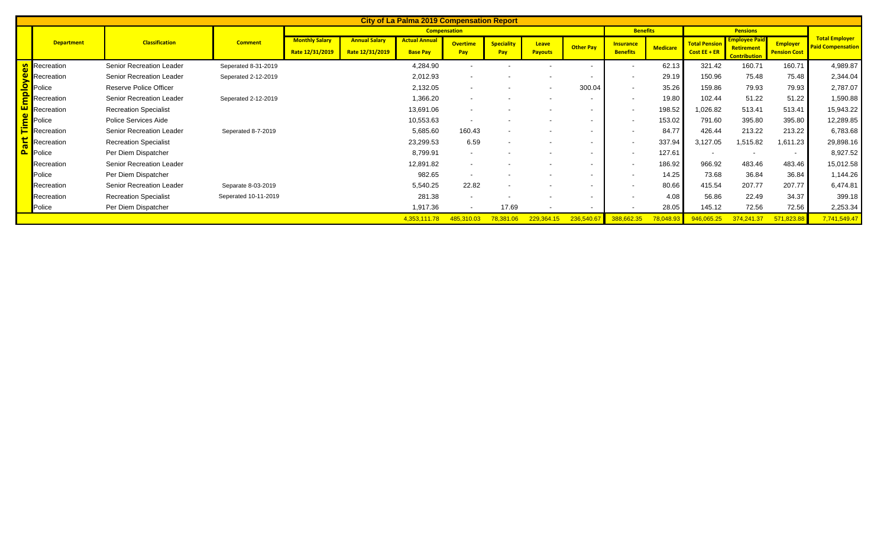| | City of La Palma 2019 Compensation Report | | | | | | | | | | | | | | | | |
|---|---|---|---|---|---|---|---|---|---|---|---|---|---|---|---|---|---|
| | | | | Compensation | | | | | | | Benefits | | Pensions | | | | |
| | Department | Classification | Comment | Monthly Salary Rate 12/31/2019 | Annual Salary Rate 12/31/2019 | Actual Annual Base Pay | Overtime Pay | Speciality Pay | Leave Payouts | Other Pay | Insurance Benefits | Medicare | Total Pension Cost EE + ER | Employee Paid Retirement Contribution | Employer Pension Cost | Total Employer Paid Compensation |
| Part Time Employees | Recreation | Senior Recreation Leader | Seperated 8-31-2019 | | | 4,284.90 | - | - | - | - | - | 62.13 | 321.42 | 160.71 | 160.71 | 4,989.87 |
| | Recreation | Senior Recreation Leader | Seperated 2-12-2019 | | | 2,012.93 | - | - | - | - | - | 29.19 | 150.96 | 75.48 | 75.48 | 2,344.04 |
| | Police | Reserve Police Officer | | | | 2,132.05 | - | - | - | 300.04 | - | 35.26 | 159.86 | 79.93 | 79.93 | 2,787.07 |
| | Recreation | Senior Recreation Leader | Seperated 2-12-2019 | | | 1,366.20 | - | - | - | - | - | 19.80 | 102.44 | 51.22 | 51.22 | 1,590.88 |
| | Recreation | Recreation Specialist | | | | 13,691.06 | - | - | - | - | - | 198.52 | 1,026.82 | 513.41 | 513.41 | 15,943.22 |
| | Police | Police Services Aide | | | | 10,553.63 | - | - | - | - | - | 153.02 | 791.60 | 395.80 | 395.80 | 12,289.85 |
| | Recreation | Senior Recreation Leader | Seperated 8-7-2019 | | | 5,685.60 | 160.43 | - | - | - | - | 84.77 | 426.44 | 213.22 | 213.22 | 6,783.68 |
| | Recreation | Recreation Specialist | | | | 23,299.53 | 6.59 | - | - | - | - | 337.94 | 3,127.05 | 1,515.82 | 1,611.23 | 29,898.16 |
| | Police | Per Diem Dispatcher | | | | 8,799.91 | - | - | - | - | - | 127.61 | - | - | - | 8,927.52 |
| | Recreation | Senior Recreation Leader | | | | 12,891.82 | - | - | - | - | - | 186.92 | 966.92 | 483.46 | 483.46 | 15,012.58 |
| | Police | Per Diem Dispatcher | | | | 982.65 | - | - | - | - | - | 14.25 | 73.68 | 36.84 | 36.84 | 1,144.26 |
| | Recreation | Senior Recreation Leader | Separate 8-03-2019 | | | 5,540.25 | 22.82 | - | - | - | - | 80.66 | 415.54 | 207.77 | 207.77 | 6,474.81 |
| | Recreation | Recreation Specialist | Seperated 10-11-2019 | | | 281.38 | - | - | | - | - | 4.08 | 56.86 | 22.49 | 34.37 | 399.18 |
| | Police | Per Diem Dispatcher | | | | 1,917.36 | - | 17.69 | - | - | - | 28.05 | 145.12 | 72.56 | 72.56 | 2,253.34 |
| | | | | | | 4,353,111.78 | 485,310.03 | 78,381.06 | 229,364.15 | 236,540.67 | 388,662.35 | 78,048.93 | 946,065.25 | 374,241.37 | 571,823.88 | 7,741,549.47 |